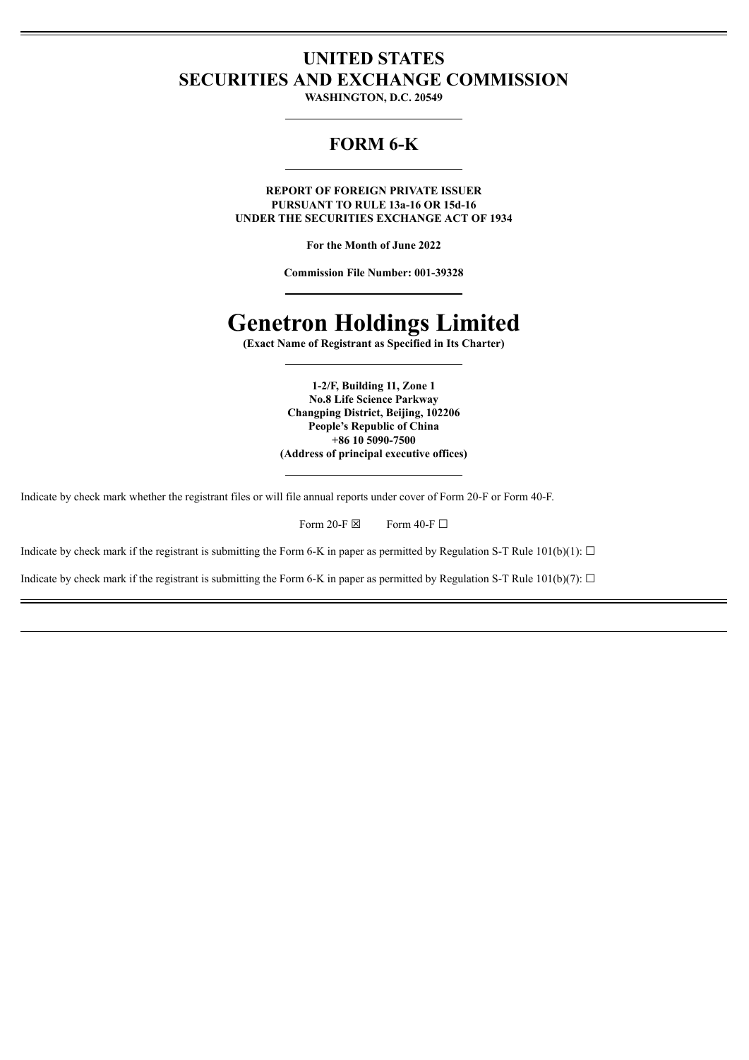# UNITED STATES
# SECURITIES AND EXCHANGE COMMISSION

**WASHINGTON, D.C. 20549**

---

## FORM 6-K

---

**REPORT OF FOREIGN PRIVATE ISSUER**
**PURSUANT TO RULE 13a-16 OR 15d-16**
**UNDER THE SECURITIES EXCHANGE ACT OF 1934**

**For the Month of June 2022**

**Commission File Number: 001-39328**

---

# Genetron Holdings Limited

**(Exact Name of Registrant as Specified in Its Charter)**

---

**1-2/F, Building 11, Zone 1**
**No.8 Life Science Parkway**
**Changping District, Beijing, 102206**
**People's Republic of China**
**+86 10 5090-7500**
**(Address of principal executive offices)**

---

Indicate by check mark whether the registrant files or will file annual reports under cover of Form 20-F or Form 40-F.

Form 20-F ☒ Form 40-F ☐

Indicate by check mark if the registrant is submitting the Form 6-K in paper as permitted by Regulation S-T Rule 101(b)(1): ☐

Indicate by check mark if the registrant is submitting the Form 6-K in paper as permitted by Regulation S-T Rule 101(b)(7): ☐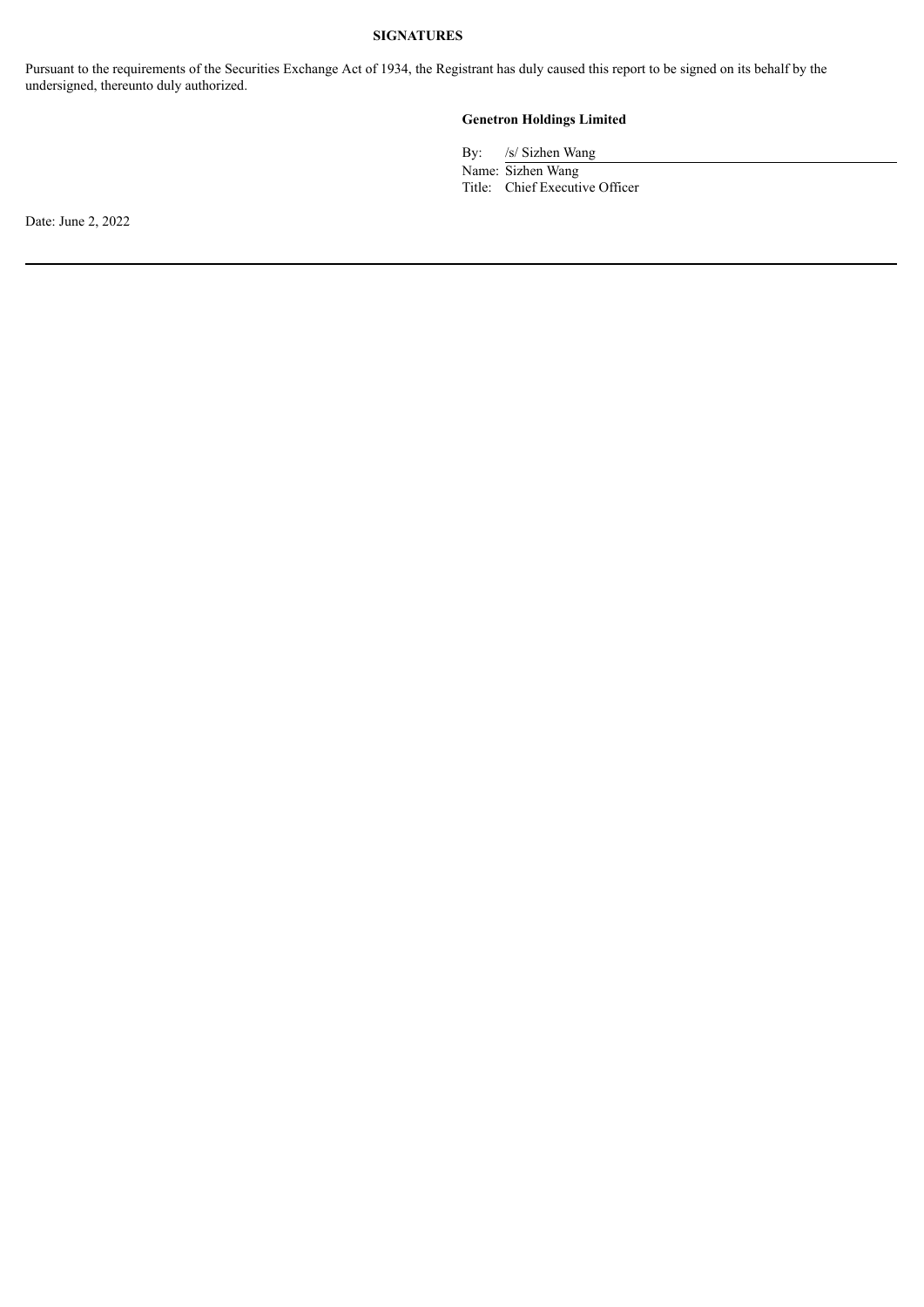**SIGNATURES**

Pursuant to the requirements of the Securities Exchange Act of 1934, the Registrant has duly caused this report to be signed on its behalf by the undersigned, thereunto duly authorized.

**Genetron Holdings Limited**

By: /s/ Sizhen Wang

Name: Sizhen Wang

Title: Chief Executive Officer

Date: June 2, 2022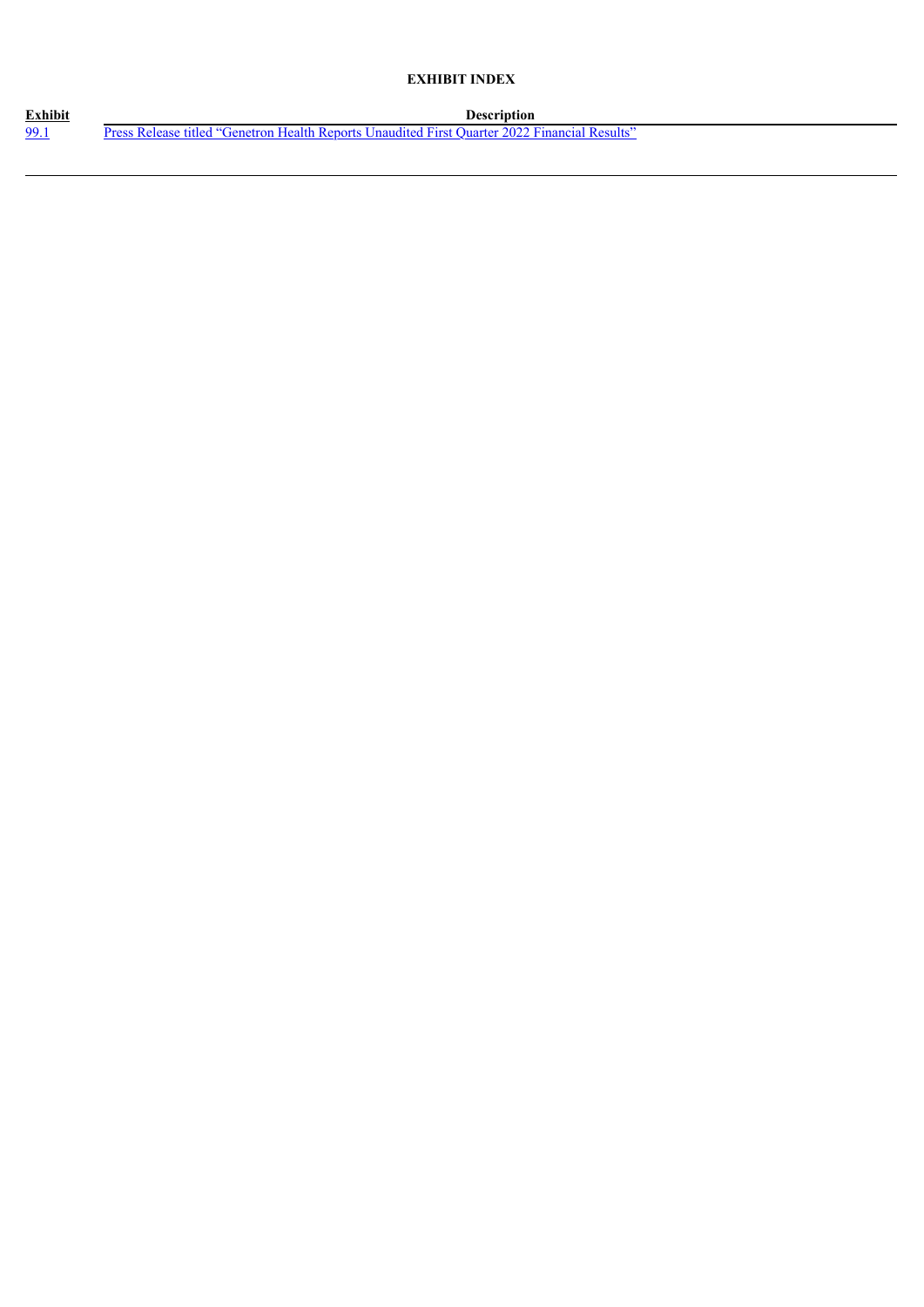**EXHIBIT INDEX**

| Exhibit | Description |
| --- | --- |
| 99.1 | Press Release titled "Genetron Health Reports Unaudited First Quarter 2022 Financial Results" |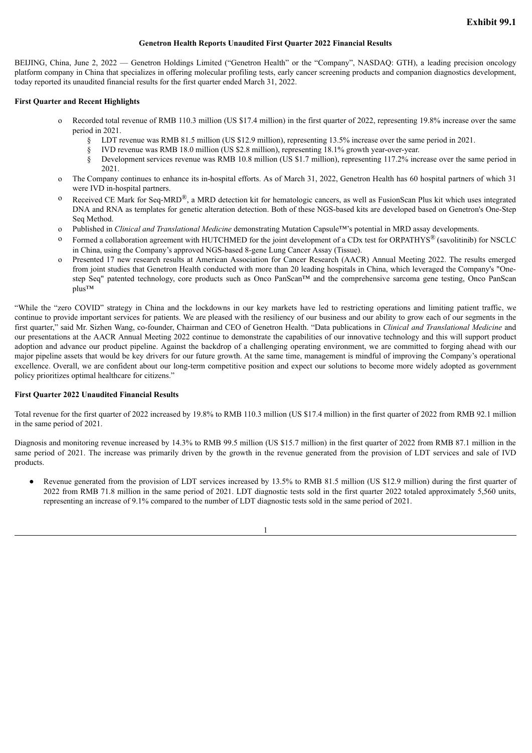**Exhibit 99.1**

# Genetron Health Reports Unaudited First Quarter 2022 Financial Results

BEIJING, China, June 2, 2022 — Genetron Holdings Limited ("Genetron Health" or the "Company", NASDAQ: GTH), a leading precision oncology platform company in China that specializes in offering molecular profiling tests, early cancer screening products and companion diagnostics development, today reported its unaudited financial results for the first quarter ended March 31, 2022.

## First Quarter and Recent Highlights

- Recorded total revenue of RMB 110.3 million (US $17.4 million) in the first quarter of 2022, representing 19.8% increase over the same period in 2021.
  - LDT revenue was RMB 81.5 million (US $12.9 million), representing 13.5% increase over the same period in 2021.
  - IVD revenue was RMB 18.0 million (US $2.8 million), representing 18.1% growth year-over-year.
  - Development services revenue was RMB 10.8 million (US $1.7 million), representing 117.2% increase over the same period in 2021.
- The Company continues to enhance its in-hospital efforts. As of March 31, 2022, Genetron Health has 60 hospital partners of which 31 were IVD in-hospital partners.
- Received CE Mark for Seq-MRD®, a MRD detection kit for hematologic cancers, as well as FusionScan Plus kit which uses integrated DNA and RNA as templates for genetic alteration detection. Both of these NGS-based kits are developed based on Genetron's One-Step Seq Method.
- Published in *Clinical and Translational Medicine* demonstrating Mutation Capsule™'s potential in MRD assay developments.
- Formed a collaboration agreement with HUTCHMED for the joint development of a CDx test for ORPATHYS® (savolitinib) for NSCLC in China, using the Company's approved NGS-based 8-gene Lung Cancer Assay (Tissue).
- Presented 17 new research results at American Association for Cancer Research (AACR) Annual Meeting 2022. The results emerged from joint studies that Genetron Health conducted with more than 20 leading hospitals in China, which leveraged the Company's "One-step Seq" patented technology, core products such as Onco PanScan™ and the comprehensive sarcoma gene testing, Onco PanScan plus™

"While the "zero COVID" strategy in China and the lockdowns in our key markets have led to restricting operations and limiting patient traffic, we continue to provide important services for patients. We are pleased with the resiliency of our business and our ability to grow each of our segments in the first quarter," said Mr. Sizhen Wang, co-founder, Chairman and CEO of Genetron Health. "Data publications in *Clinical and Translational Medicine* and our presentations at the AACR Annual Meeting 2022 continue to demonstrate the capabilities of our innovative technology and this will support product adoption and advance our product pipeline. Against the backdrop of a challenging operating environment, we are committed to forging ahead with our major pipeline assets that would be key drivers for our future growth. At the same time, management is mindful of improving the Company's operational excellence. Overall, we are confident about our long-term competitive position and expect our solutions to become more widely adopted as government policy prioritizes optimal healthcare for citizens."

## First Quarter 2022 Unaudited Financial Results

Total revenue for the first quarter of 2022 increased by 19.8% to RMB 110.3 million (US $17.4 million) in the first quarter of 2022 from RMB 92.1 million in the same period of 2021.

Diagnosis and monitoring revenue increased by 14.3% to RMB 99.5 million (US $15.7 million) in the first quarter of 2022 from RMB 87.1 million in the same period of 2021. The increase was primarily driven by the growth in the revenue generated from the provision of LDT services and sale of IVD products.

- Revenue generated from the provision of LDT services increased by 13.5% to RMB 81.5 million (US $12.9 million) during the first quarter of 2022 from RMB 71.8 million in the same period of 2021. LDT diagnostic tests sold in the first quarter 2022 totaled approximately 5,560 units, representing an increase of 9.1% compared to the number of LDT diagnostic tests sold in the same period of 2021.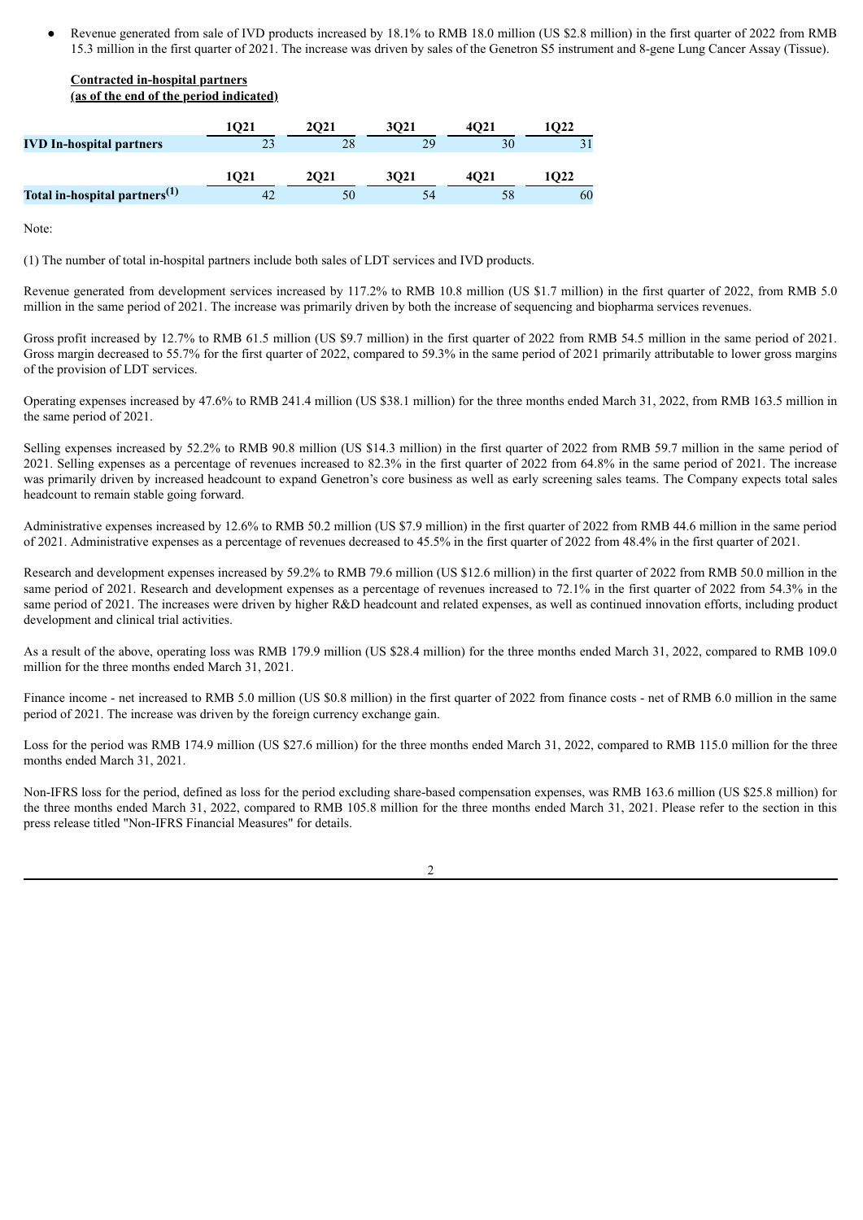- Revenue generated from sale of IVD products increased by 18.1% to RMB 18.0 million (US $2.8 million) in the first quarter of 2022 from RMB 15.3 million in the first quarter of 2021. The increase was driven by sales of the Genetron S5 instrument and 8-gene Lung Cancer Assay (Tissue).

**Contracted in-hospital partners**
**(as of the end of the period indicated)**

| | 1Q21 | 2Q21 | 3Q21 | 4Q21 | 1Q22 |
|---|---|---|---|---|---|
| **IVD In-hospital partners** | 23 | 28 | 29 | 30 | 31 |

| | 1Q21 | 2Q21 | 3Q21 | 4Q21 | 1Q22 |
|---|---|---|---|---|---|
| **Total in-hospital partners(1)** | 42 | 50 | 54 | 58 | 60 |

Note:

(1) The number of total in-hospital partners include both sales of LDT services and IVD products.

Revenue generated from development services increased by 117.2% to RMB 10.8 million (US $1.7 million) in the first quarter of 2022, from RMB 5.0 million in the same period of 2021. The increase was primarily driven by both the increase of sequencing and biopharma services revenues.

Gross profit increased by 12.7% to RMB 61.5 million (US $9.7 million) in the first quarter of 2022 from RMB 54.5 million in the same period of 2021. Gross margin decreased to 55.7% for the first quarter of 2022, compared to 59.3% in the same period of 2021 primarily attributable to lower gross margins of the provision of LDT services.

Operating expenses increased by 47.6% to RMB 241.4 million (US $38.1 million) for the three months ended March 31, 2022, from RMB 163.5 million in the same period of 2021.

Selling expenses increased by 52.2% to RMB 90.8 million (US $14.3 million) in the first quarter of 2022 from RMB 59.7 million in the same period of 2021. Selling expenses as a percentage of revenues increased to 82.3% in the first quarter of 2022 from 64.8% in the same period of 2021. The increase was primarily driven by increased headcount to expand Genetron's core business as well as early screening sales teams. The Company expects total sales headcount to remain stable going forward.

Administrative expenses increased by 12.6% to RMB 50.2 million (US $7.9 million) in the first quarter of 2022 from RMB 44.6 million in the same period of 2021. Administrative expenses as a percentage of revenues decreased to 45.5% in the first quarter of 2022 from 48.4% in the first quarter of 2021.

Research and development expenses increased by 59.2% to RMB 79.6 million (US $12.6 million) in the first quarter of 2022 from RMB 50.0 million in the same period of 2021. Research and development expenses as a percentage of revenues increased to 72.1% in the first quarter of 2022 from 54.3% in the same period of 2021. The increases were driven by higher R&D headcount and related expenses, as well as continued innovation efforts, including product development and clinical trial activities.

As a result of the above, operating loss was RMB 179.9 million (US $28.4 million) for the three months ended March 31, 2022, compared to RMB 109.0 million for the three months ended March 31, 2021.

Finance income - net increased to RMB 5.0 million (US $0.8 million) in the first quarter of 2022 from finance costs - net of RMB 6.0 million in the same period of 2021. The increase was driven by the foreign currency exchange gain.

Loss for the period was RMB 174.9 million (US $27.6 million) for the three months ended March 31, 2022, compared to RMB 115.0 million for the three months ended March 31, 2021.

Non-IFRS loss for the period, defined as loss for the period excluding share-based compensation expenses, was RMB 163.6 million (US $25.8 million) for the three months ended March 31, 2022, compared to RMB 105.8 million for the three months ended March 31, 2021. Please refer to the section in this press release titled "Non-IFRS Financial Measures" for details.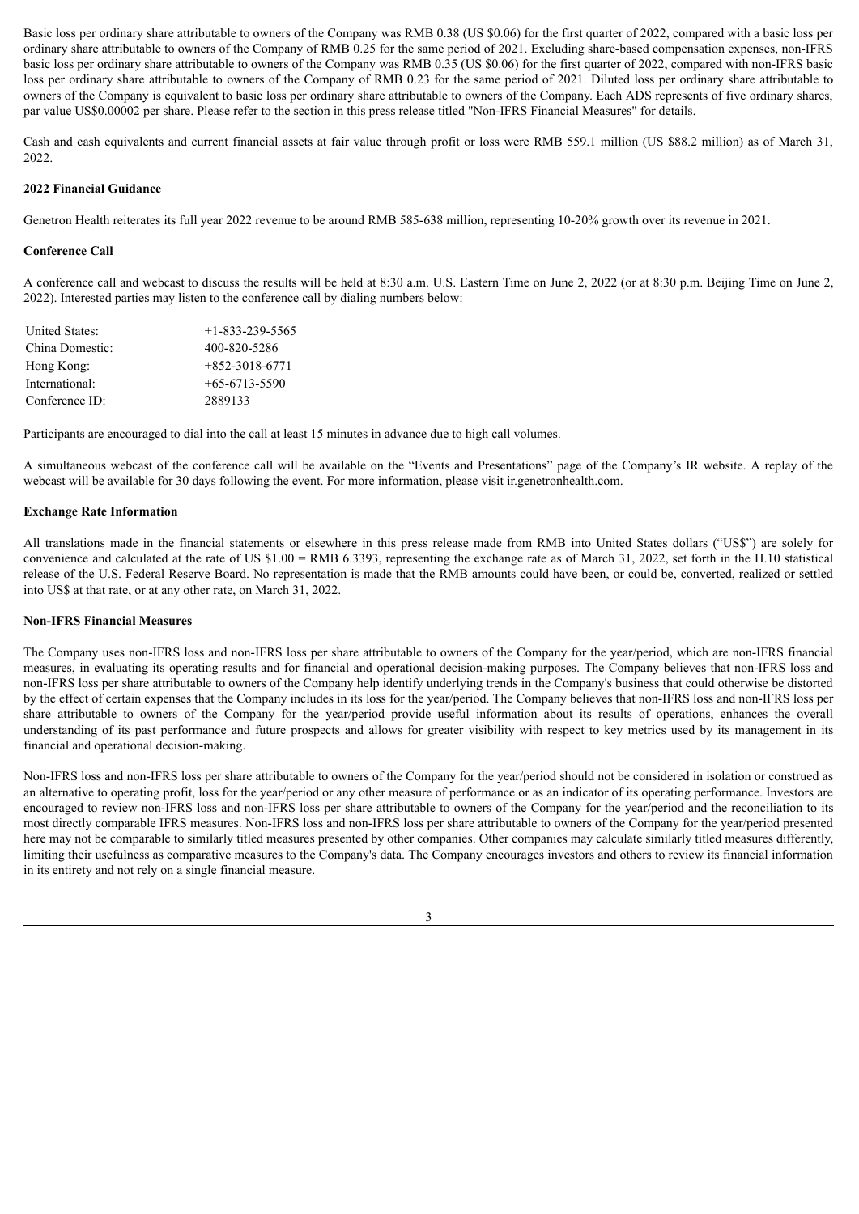Basic loss per ordinary share attributable to owners of the Company was RMB 0.38 (US $0.06) for the first quarter of 2022, compared with a basic loss per ordinary share attributable to owners of the Company of RMB 0.25 for the same period of 2021. Excluding share-based compensation expenses, non-IFRS basic loss per ordinary share attributable to owners of the Company was RMB 0.35 (US $0.06) for the first quarter of 2022, compared with non-IFRS basic loss per ordinary share attributable to owners of the Company of RMB 0.23 for the same period of 2021. Diluted loss per ordinary share attributable to owners of the Company is equivalent to basic loss per ordinary share attributable to owners of the Company. Each ADS represents of five ordinary shares, par value US$0.00002 per share. Please refer to the section in this press release titled "Non-IFRS Financial Measures" for details.

Cash and cash equivalents and current financial assets at fair value through profit or loss were RMB 559.1 million (US $88.2 million) as of March 31, 2022.

**2022 Financial Guidance**

Genetron Health reiterates its full year 2022 revenue to be around RMB 585-638 million, representing 10-20% growth over its revenue in 2021.

**Conference Call**

A conference call and webcast to discuss the results will be held at 8:30 a.m. U.S. Eastern Time on June 2, 2022 (or at 8:30 p.m. Beijing Time on June 2, 2022). Interested parties may listen to the conference call by dialing numbers below:

| | |
|---|---|
| United States: | +1-833-239-5565 |
| China Domestic: | 400-820-5286 |
| Hong Kong: | +852-3018-6771 |
| International: | +65-6713-5590 |
| Conference ID: | 2889133 |

Participants are encouraged to dial into the call at least 15 minutes in advance due to high call volumes.

A simultaneous webcast of the conference call will be available on the "Events and Presentations" page of the Company's IR website. A replay of the webcast will be available for 30 days following the event. For more information, please visit ir.genetronhealth.com.

**Exchange Rate Information**

All translations made in the financial statements or elsewhere in this press release made from RMB into United States dollars ("US$") are solely for convenience and calculated at the rate of US $1.00 = RMB 6.3393, representing the exchange rate as of March 31, 2022, set forth in the H.10 statistical release of the U.S. Federal Reserve Board. No representation is made that the RMB amounts could have been, or could be, converted, realized or settled into US$ at that rate, or at any other rate, on March 31, 2022.

**Non-IFRS Financial Measures**

The Company uses non-IFRS loss and non-IFRS loss per share attributable to owners of the Company for the year/period, which are non-IFRS financial measures, in evaluating its operating results and for financial and operational decision-making purposes. The Company believes that non-IFRS loss and non-IFRS loss per share attributable to owners of the Company help identify underlying trends in the Company's business that could otherwise be distorted by the effect of certain expenses that the Company includes in its loss for the year/period. The Company believes that non-IFRS loss and non-IFRS loss per share attributable to owners of the Company for the year/period provide useful information about its results of operations, enhances the overall understanding of its past performance and future prospects and allows for greater visibility with respect to key metrics used by its management in its financial and operational decision-making.

Non-IFRS loss and non-IFRS loss per share attributable to owners of the Company for the year/period should not be considered in isolation or construed as an alternative to operating profit, loss for the year/period or any other measure of performance or as an indicator of its operating performance. Investors are encouraged to review non-IFRS loss and non-IFRS loss per share attributable to owners of the Company for the year/period and the reconciliation to its most directly comparable IFRS measures. Non-IFRS loss and non-IFRS loss per share attributable to owners of the Company for the year/period presented here may not be comparable to similarly titled measures presented by other companies. Other companies may calculate similarly titled measures differently, limiting their usefulness as comparative measures to the Company's data. The Company encourages investors and others to review its financial information in its entirety and not rely on a single financial measure.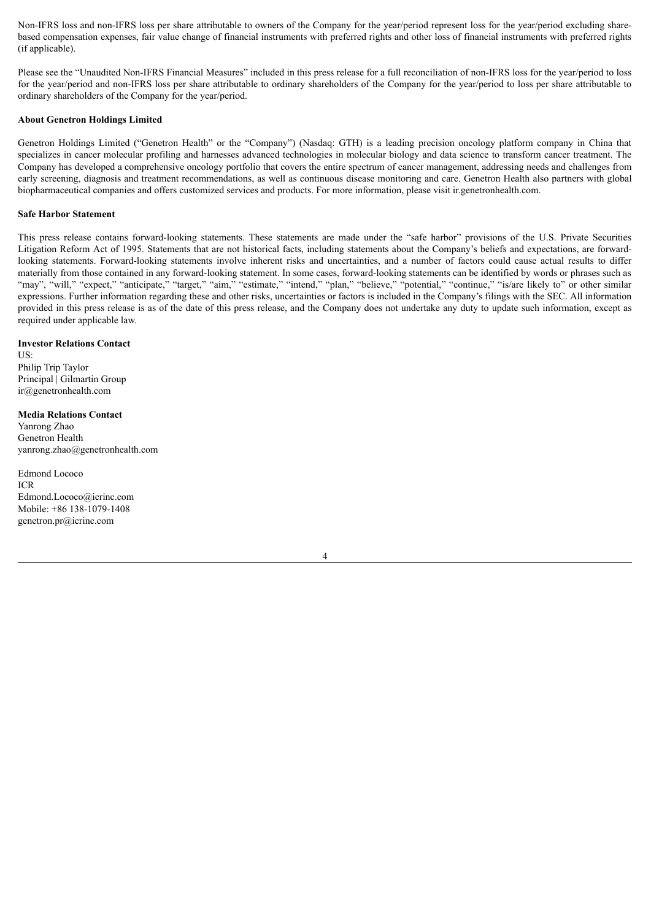Non-IFRS loss and non-IFRS loss per share attributable to owners of the Company for the year/period represent loss for the year/period excluding share-based compensation expenses, fair value change of financial instruments with preferred rights and other loss of financial instruments with preferred rights (if applicable).

Please see the "Unaudited Non-IFRS Financial Measures" included in this press release for a full reconciliation of non-IFRS loss for the year/period to loss for the year/period and non-IFRS loss per share attributable to ordinary shareholders of the Company for the year/period to loss per share attributable to ordinary shareholders of the Company for the year/period.

**About Genetron Holdings Limited**

Genetron Holdings Limited ("Genetron Health" or the "Company") (Nasdaq: GTH) is a leading precision oncology platform company in China that specializes in cancer molecular profiling and harnesses advanced technologies in molecular biology and data science to transform cancer treatment. The Company has developed a comprehensive oncology portfolio that covers the entire spectrum of cancer management, addressing needs and challenges from early screening, diagnosis and treatment recommendations, as well as continuous disease monitoring and care. Genetron Health also partners with global biopharmaceutical companies and offers customized services and products. For more information, please visit ir.genetronhealth.com.

**Safe Harbor Statement**

This press release contains forward-looking statements. These statements are made under the "safe harbor" provisions of the U.S. Private Securities Litigation Reform Act of 1995. Statements that are not historical facts, including statements about the Company's beliefs and expectations, are forward-looking statements. Forward-looking statements involve inherent risks and uncertainties, and a number of factors could cause actual results to differ materially from those contained in any forward-looking statement. In some cases, forward-looking statements can be identified by words or phrases such as "may", "will," "expect," "anticipate," "target," "aim," "estimate," "intend," "plan," "believe," "potential," "continue," "is/are likely to" or other similar expressions. Further information regarding these and other risks, uncertainties or factors is included in the Company's filings with the SEC. All information provided in this press release is as of the date of this press release, and the Company does not undertake any duty to update such information, except as required under applicable law.

**Investor Relations Contact**

US:
Philip Trip Taylor
Principal | Gilmartin Group
ir@genetronhealth.com

**Media Relations Contact**

Yanrong Zhao
Genetron Health
yanrong.zhao@genetronhealth.com

Edmond Lococo
ICR
Edmond.Lococo@icrinc.com
Mobile: +86 138-1079-1408
genetron.pr@icrinc.com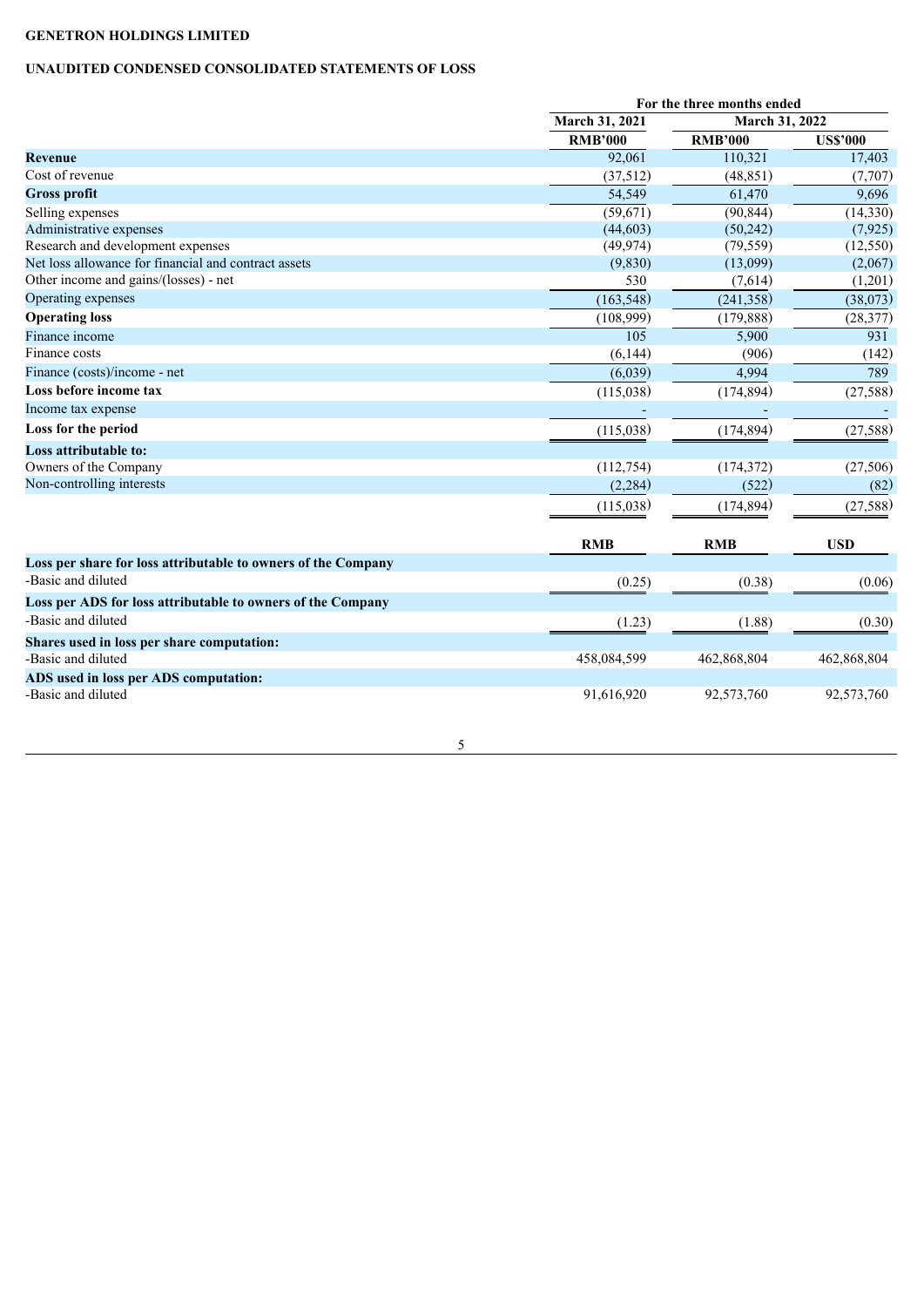GENETRON HOLDINGS LIMITED

UNAUDITED CONDENSED CONSOLIDATED STATEMENTS OF LOSS

| | For the three months ended | | |
|---|---|---|---|
| | March 31, 2021 | March 31, 2022 | |
| | RMB'000 | RMB'000 | US$'000 |
| **Revenue** | 92,061 | 110,321 | 17,403 |
| Cost of revenue | (37,512) | (48,851) | (7,707) |
| **Gross profit** | 54,549 | 61,470 | 9,696 |
| Selling expenses | (59,671) | (90,844) | (14,330) |
| Administrative expenses | (44,603) | (50,242) | (7,925) |
| Research and development expenses | (49,974) | (79,559) | (12,550) |
| Net loss allowance for financial and contract assets | (9,830) | (13,099) | (2,067) |
| Other income and gains/(losses) - net | 530 | (7,614) | (1,201) |
| Operating expenses | (163,548) | (241,358) | (38,073) |
| **Operating loss** | (108,999) | (179,888) | (28,377) |
| Finance income | 105 | 5,900 | 931 |
| Finance costs | (6,144) | (906) | (142) |
| Finance (costs)/income - net | (6,039) | 4,994 | 789 |
| **Loss before income tax** | (115,038) | (174,894) | (27,588) |
| Income tax expense | - | - | - |
| **Loss for the period** | (115,038) | (174,894) | (27,588) |
| **Loss attributable to:** | | | |
| Owners of the Company | (112,754) | (174,372) | (27,506) |
| Non-controlling interests | (2,284) | (522) | (82) |
| | (115,038) | (174,894) | (27,588) |
| | **RMB** | **RMB** | **USD** |
| **Loss per share for loss attributable to owners of the Company** | | | |
| -Basic and diluted | (0.25) | (0.38) | (0.06) |
| **Loss per ADS for loss attributable to owners of the Company** | | | |
| -Basic and diluted | (1.23) | (1.88) | (0.30) |
| **Shares used in loss per share computation:** | | | |
| -Basic and diluted | 458,084,599 | 462,868,804 | 462,868,804 |
| **ADS used in loss per ADS computation:** | | | |
| -Basic and diluted | 91,616,920 | 92,573,760 | 92,573,760 |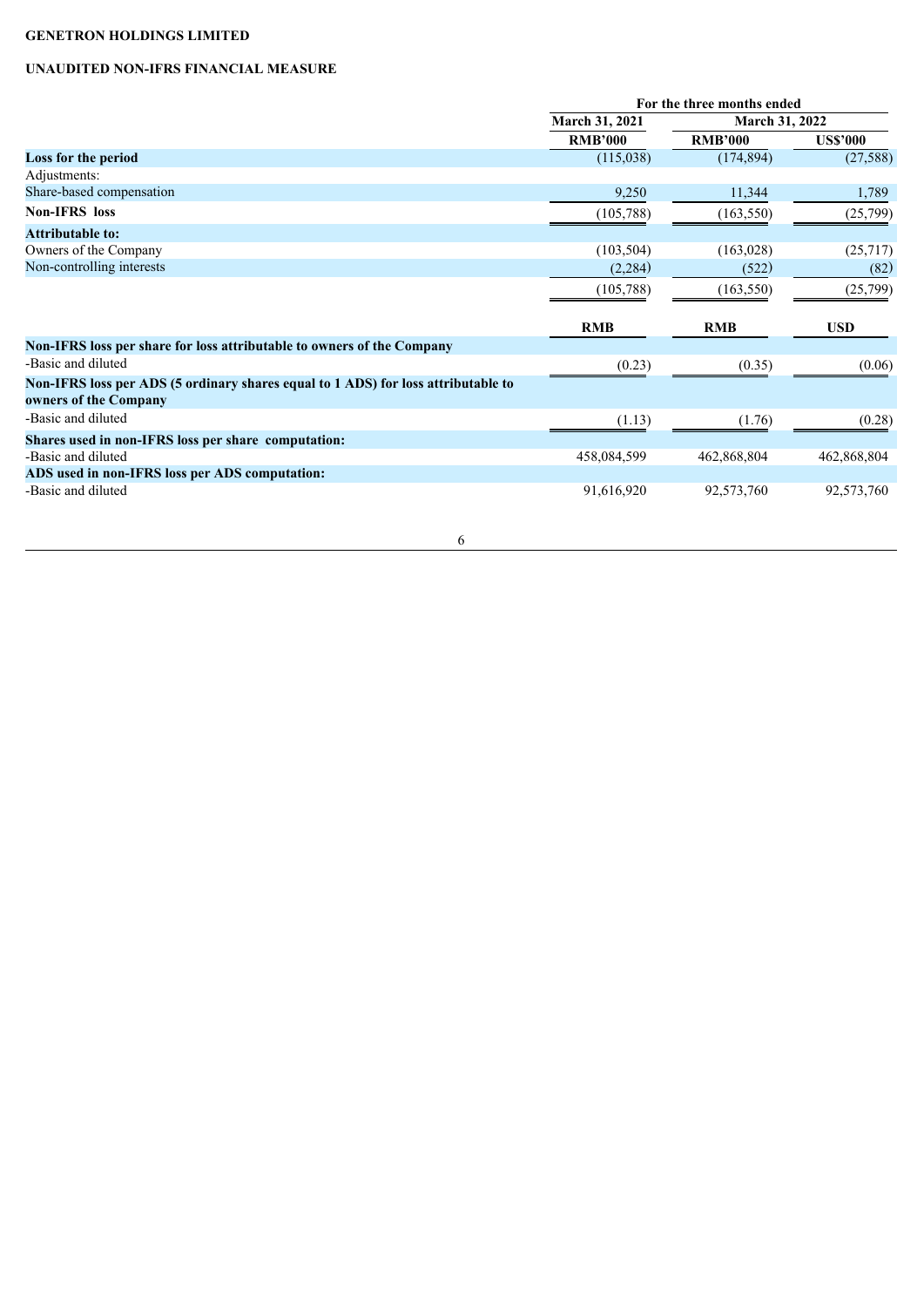**GENETRON HOLDINGS LIMITED**

**UNAUDITED NON-IFRS FINANCIAL MEASURE**

| | For the three months ended | | |
|---|---|---|---|
| | March 31, 2021 | March 31, 2022 | |
| | RMB'000 | RMB'000 | US$'000 |
| **Loss for the period** | (115,038) | (174,894) | (27,588) |
| Adjustments: | | | |
| Share-based compensation | 9,250 | 11,344 | 1,789 |
| **Non-IFRS loss** | (105,788) | (163,550) | (25,799) |
| **Attributable to:** | | | |
| Owners of the Company | (103,504) | (163,028) | (25,717) |
| Non-controlling interests | (2,284) | (522) | (82) |
| | (105,788) | (163,550) | (25,799) |
| | **RMB** | **RMB** | **USD** |
| **Non-IFRS loss per share for loss attributable to owners of the Company** | | | |
| -Basic and diluted | (0.23) | (0.35) | (0.06) |
| **Non-IFRS loss per ADS (5 ordinary shares equal to 1 ADS) for loss attributable to owners of the Company** | | | |
| -Basic and diluted | (1.13) | (1.76) | (0.28) |
| **Shares used in non-IFRS loss per share computation:** | | | |
| -Basic and diluted | 458,084,599 | 462,868,804 | 462,868,804 |
| **ADS used in non-IFRS loss per ADS computation:** | | | |
| -Basic and diluted | 91,616,920 | 92,573,760 | 92,573,760 |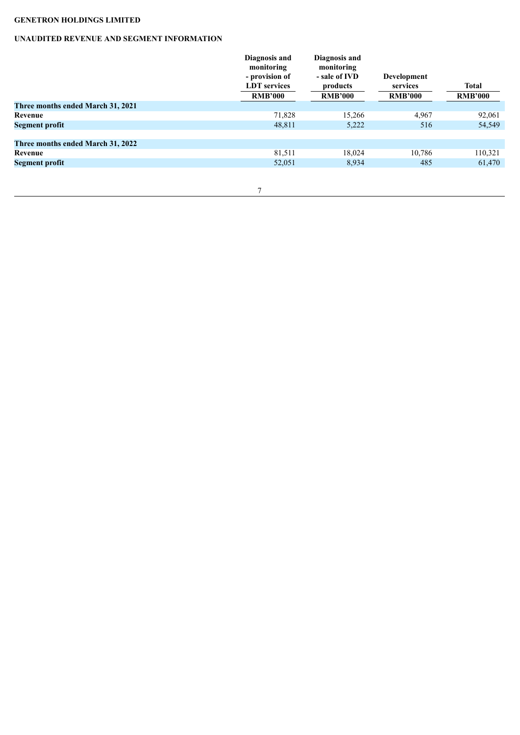**GENETRON HOLDINGS LIMITED**

**UNAUDITED REVENUE AND SEGMENT INFORMATION**

| | Diagnosis and monitoring - provision of LDT services | Diagnosis and monitoring - sale of IVD products | Development services | Total |
|---|---|---|---|---|
| | RMB'000 | RMB'000 | RMB'000 | RMB'000 |
| **Three months ended March 31, 2021** | | | | |
| **Revenue** | 71,828 | 15,266 | 4,967 | 92,061 |
| **Segment profit** | 48,811 | 5,222 | 516 | 54,549 |
| **Three months ended March 31, 2022** | | | | |
| **Revenue** | 81,511 | 18,024 | 10,786 | 110,321 |
| **Segment profit** | 52,051 | 8,934 | 485 | 61,470 |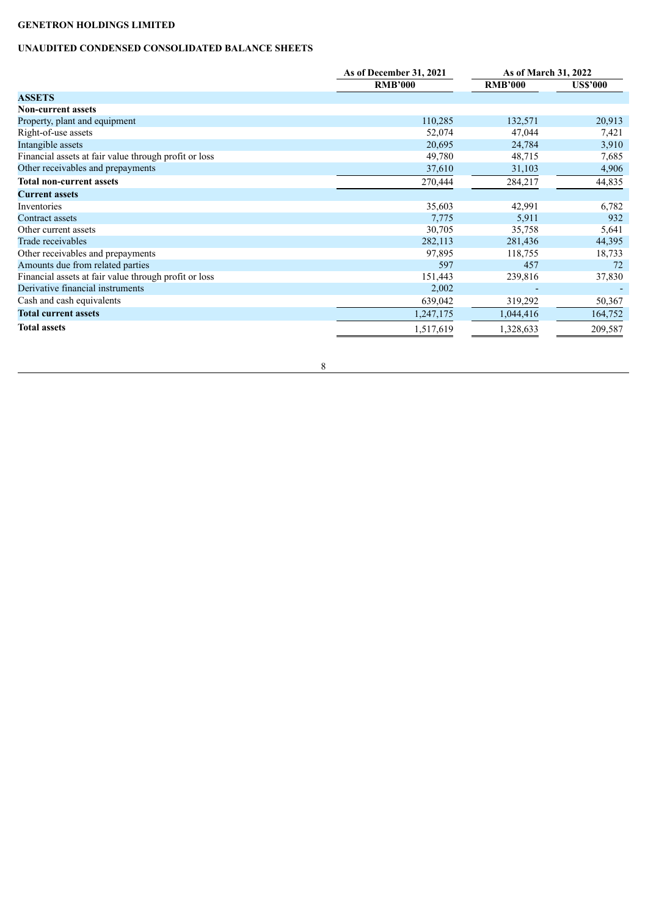**GENETRON HOLDINGS LIMITED**

**UNAUDITED CONDENSED CONSOLIDATED BALANCE SHEETS**

| | As of December 31, 2021 | As of March 31, 2022 | |
|---|---|---|---|
| | RMB'000 | RMB'000 | US$'000 |
| **ASSETS** | | | |
| **Non-current assets** | | | |
| Property, plant and equipment | 110,285 | 132,571 | 20,913 |
| Right-of-use assets | 52,074 | 47,044 | 7,421 |
| Intangible assets | 20,695 | 24,784 | 3,910 |
| Financial assets at fair value through profit or loss | 49,780 | 48,715 | 7,685 |
| Other receivables and prepayments | 37,610 | 31,103 | 4,906 |
| **Total non-current assets** | 270,444 | 284,217 | 44,835 |
| **Current assets** | | | |
| Inventories | 35,603 | 42,991 | 6,782 |
| Contract assets | 7,775 | 5,911 | 932 |
| Other current assets | 30,705 | 35,758 | 5,641 |
| Trade receivables | 282,113 | 281,436 | 44,395 |
| Other receivables and prepayments | 97,895 | 118,755 | 18,733 |
| Amounts due from related parties | 597 | 457 | 72 |
| Financial assets at fair value through profit or loss | 151,443 | 239,816 | 37,830 |
| Derivative financial instruments | 2,002 | - | - |
| Cash and cash equivalents | 639,042 | 319,292 | 50,367 |
| **Total current assets** | 1,247,175 | 1,044,416 | 164,752 |
| **Total assets** | 1,517,619 | 1,328,633 | 209,587 |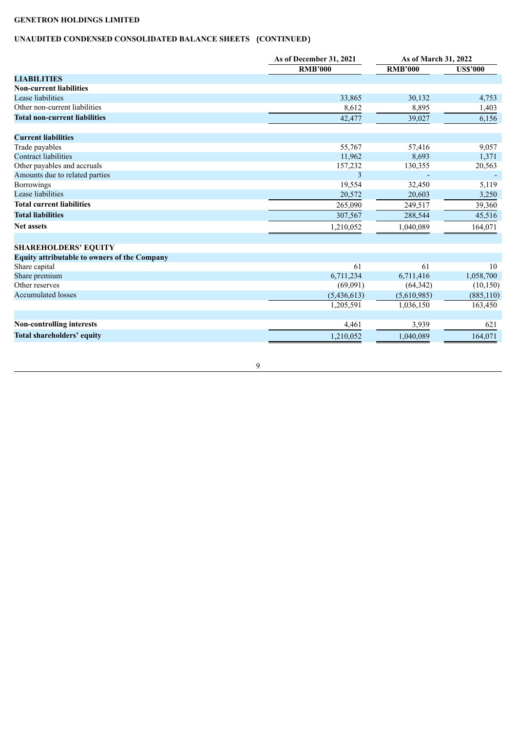GENETRON HOLDINGS LIMITED

UNAUDITED CONDENSED CONSOLIDATED BALANCE SHEETS (CONTINUED)

| | As of December 31, 2021 | As of March 31, 2022 | |
|---|---|---|---|
| | RMB'000 | RMB'000 | US$'000 |
| **LIABILITIES** | | | |
| **Non-current liabilities** | | | |
| Lease liabilities | 33,865 | 30,132 | 4,753 |
| Other non-current liabilities | 8,612 | 8,895 | 1,403 |
| **Total non-current liabilities** | 42,477 | 39,027 | 6,156 |
| | | | |
| **Current liabilities** | | | |
| Trade payables | 55,767 | 57,416 | 9,057 |
| Contract liabilities | 11,962 | 8,693 | 1,371 |
| Other payables and accruals | 157,232 | 130,355 | 20,563 |
| Amounts due to related parties | 3 | - | - |
| Borrowings | 19,554 | 32,450 | 5,119 |
| Lease liabilities | 20,572 | 20,603 | 3,250 |
| **Total current liabilities** | 265,090 | 249,517 | 39,360 |
| **Total liabilities** | 307,567 | 288,544 | 45,516 |
| **Net assets** | 1,210,052 | 1,040,089 | 164,071 |
| | | | |
| **SHAREHOLDERS' EQUITY** | | | |
| **Equity attributable to owners of the Company** | | | |
| Share capital | 61 | 61 | 10 |
| Share premium | 6,711,234 | 6,711,416 | 1,058,700 |
| Other reserves | (69,091) | (64,342) | (10,150) |
| Accumulated losses | (5,436,613) | (5,610,985) | (885,110) |
| | 1,205,591 | 1,036,150 | 163,450 |
| | | | |
| **Non-controlling interests** | 4,461 | 3,939 | 621 |
| **Total shareholders' equity** | 1,210,052 | 1,040,089 | 164,071 |